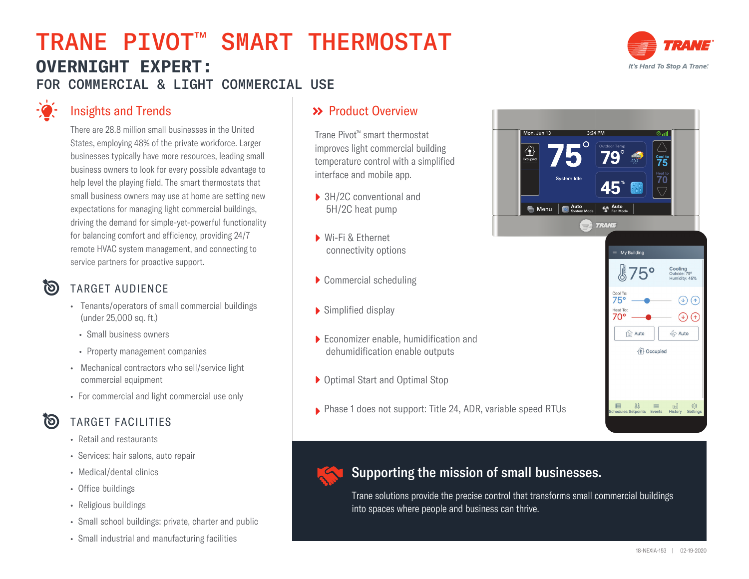# TRANE PIVOT™ SMART THERMOSTAT

## OVERNIGHT EXPERT:

FOR COMMERCIAL & LIGHT COMMERCIAL USE

It's Hard To Stop A Trane.®

## Insights and Trends

There are 28.8 million small businesses in the United States, employing 48% of the private workforce. Larger businesses typically have more resources, leading small business owners to look for every possible advantage to help level the playing field. The smart thermostats that small business owners may use at home are setting new expectations for managing light commercial buildings, driving the demand for simple-yet-powerful functionality for balancing comfort and efficiency, providing 24/7 remote HVAC system management, and connecting to service partners for proactive support.

### TARGET AUDIENCE

- Tenants/operators of small commercial buildings (under 25,000 sq. ft.)
  - Small business owners
  - Property management companies
- Mechanical contractors who sell/service light commercial equipment
- For commercial and light commercial use only

### TARGET FACILITIES

- Retail and restaurants
- Services: hair salons, auto repair
- Medical/dental clinics
- Office buildings
- Religious buildings
- Small school buildings: private, charter and public
- Small industrial and manufacturing facilities

## Product Overview

Trane Pivot™ smart thermostat improves light commercial building temperature control with a simplified interface and mobile app.

- 3H/2C conventional and 5H/2C heat pump
- Wi-Fi & Ethernet connectivity options
- Commercial scheduling
- Simplified display
- Economizer enable, humidification and dehumidification enable outputs
- Optimal Start and Optimal Stop
- Phase 1 does not support: Title 24, ADR, variable speed RTUs

## Supporting the mission of small businesses.

Trane solutions provide the precise control that transforms small commercial buildings into spaces where people and business can thrive.

18-NEXIA-153 | 02-19-2020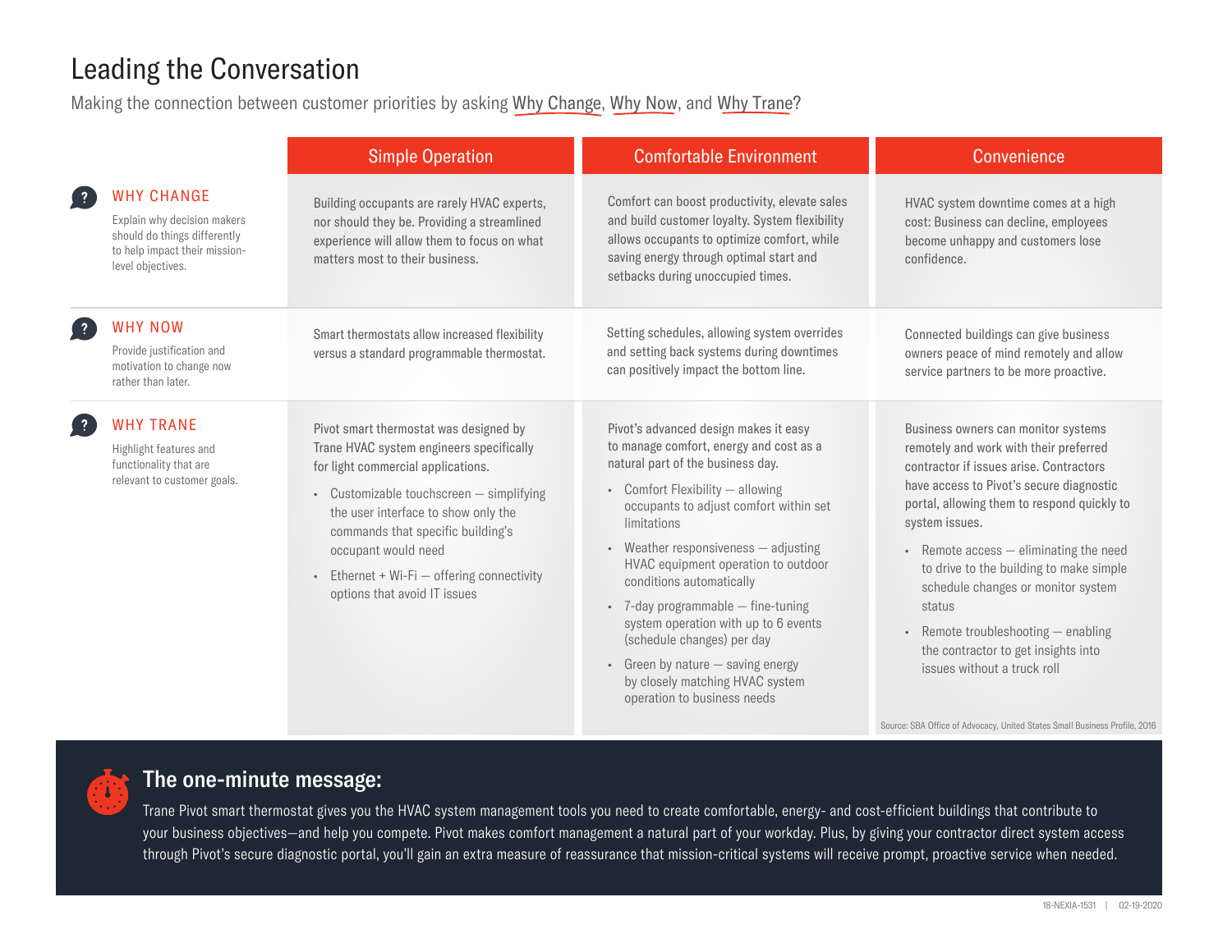# Leading the Conversation

Making the connection between customer priorities by asking Why Change, Why Now, and Why Trane?

| | Simple Operation | Comfortable Environment | Convenience |
|---|---|---|---|
| **WHY CHANGE**<br>Explain why decision makers should do things differently to help impact their mission-level objectives. | Building occupants are rarely HVAC experts, nor should they be. Providing a streamlined experience will allow them to focus on what matters most to their business. | Comfort can boost productivity, elevate sales and build customer loyalty. System flexibility allows occupants to optimize comfort, while saving energy through optimal start and setbacks during unoccupied times. | HVAC system downtime comes at a high cost: Business can decline, employees become unhappy and customers lose confidence. |
| **WHY NOW**<br>Provide justification and motivation to change now rather than later. | Smart thermostats allow increased flexibility versus a standard programmable thermostat. | Setting schedules, allowing system overrides and setting back systems during downtimes can positively impact the bottom line. | Connected buildings can give business owners peace of mind remotely and allow service partners to be more proactive. |
| **WHY TRANE**<br>Highlight features and functionality that are relevant to customer goals. | Pivot smart thermostat was designed by Trane HVAC system engineers specifically for light commercial applications.<br>• Customizable touchscreen — simplifying the user interface to show only the commands that specific building's occupant would need<br>• Ethernet + Wi-Fi — offering connectivity options that avoid IT issues | Pivot's advanced design makes it easy to manage comfort, energy and cost as a natural part of the business day.<br>• Comfort Flexibility — allowing occupants to adjust comfort within set limitations<br>• Weather responsiveness — adjusting HVAC equipment operation to outdoor conditions automatically<br>• 7-day programmable — fine-tuning system operation with up to 6 events (schedule changes) per day<br>• Green by nature — saving energy by closely matching HVAC system operation to business needs | Business owners can monitor systems remotely and work with their preferred contractor if issues arise. Contractors have access to Pivot's secure diagnostic portal, allowing them to respond quickly to system issues.<br>• Remote access — eliminating the need to drive to the building to make simple schedule changes or monitor system status<br>• Remote troubleshooting — enabling the contractor to get insights into issues without a truck roll |

Source: SBA Office of Advocacy, United States Small Business Profile, 2016

## The one-minute message:

Trane Pivot smart thermostat gives you the HVAC system management tools you need to create comfortable, energy- and cost-efficient buildings that contribute to your business objectives—and help you compete. Pivot makes comfort management a natural part of your workday. Plus, by giving your contractor direct system access through Pivot's secure diagnostic portal, you'll gain an extra measure of reassurance that mission-critical systems will receive prompt, proactive service when needed.

18-NEXIA-1531 | 02-19-2020